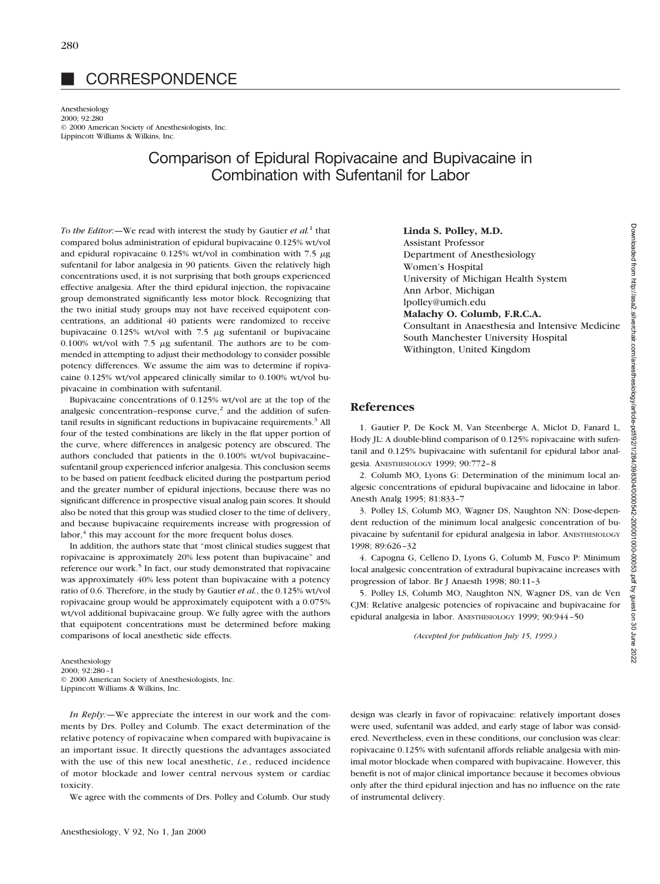# CORRESPONDENCE

Anesthesiology
2000; 92:280
© 2000 American Society of Anesthesiologists, Inc.
Lippincott Williams & Wilkins, Inc.

## Comparison of Epidural Ropivacaine and Bupivacaine in Combination with Sufentanil for Labor

*To the Editor:*—We read with interest the study by Gautier *et al.*[1] that compared bolus administration of epidural bupivacaine 0.125% wt/vol and epidural ropivacaine 0.125% wt/vol in combination with 7.5 $\mu$g sufentanil for labor analgesia in 90 patients. Given the relatively high concentrations used, it is not surprising that both groups experienced effective analgesia. After the third epidural injection, the ropivacaine group demonstrated significantly less motor block. Recognizing that the two initial study groups may not have received equipotent concentrations, an additional 40 patients were randomized to receive bupivacaine 0.125% wt/vol with 7.5 $\mu$g sufentanil or bupivacaine 0.100% wt/vol with 7.5 $\mu$g sufentanil. The authors are to be commended in attempting to adjust their methodology to consider possible potency differences. We assume the aim was to determine if ropivacaine 0.125% wt/vol appeared clinically similar to 0.100% wt/vol bupivacaine in combination with sufentanil.

Bupivacaine concentrations of 0.125% wt/vol are at the top of the analgesic concentration–response curve,[2] and the addition of sufentanil results in significant reductions in bupivacaine requirements.[3] All four of the tested combinations are likely in the flat upper portion of the curve, where differences in analgesic potency are obscured. The authors concluded that patients in the 0.100% wt/vol bupivacaine–sufentanil group experienced inferior analgesia. This conclusion seems to be based on patient feedback elicited during the postpartum period and the greater number of epidural injections, because there was no significant difference in prospective visual analog pain scores. It should also be noted that this group was studied closer to the time of delivery, and because bupivacaine requirements increase with progression of labor,[4] this may account for the more frequent bolus doses.

In addition, the authors state that "most clinical studies suggest that ropivacaine is approximately 20% less potent than bupivacaine" and reference our work.[5] In fact, our study demonstrated that ropivacaine was approximately 40% less potent than bupivacaine with a potency ratio of 0.6. Therefore, in the study by Gautier *et al.*, the 0.125% wt/vol ropivacaine group would be approximately equipotent with a 0.075% wt/vol additional bupivacaine group. We fully agree with the authors that equipotent concentrations must be determined before making comparisons of local anesthetic side effects.

**Linda S. Polley, M.D.**
Assistant Professor
Department of Anesthesiology
Women's Hospital
University of Michigan Health System
Ann Arbor, Michigan
lpolley@umich.edu
**Malachy O. Columb, F.R.C.A.**
Consultant in Anaesthesia and Intensive Medicine
South Manchester University Hospital
Withington, United Kingdom

### References

1. Gautier P, De Kock M, Van Steenberge A, Miclot D, Fanard L, Hody JL: A double-blind comparison of 0.125% ropivacaine with sufentanil and 0.125% bupivacaine with sufentanil for epidural labor analgesia. Anesthesiology 1999; 90:772–8
2. Columb MO, Lyons G: Determination of the minimum local analgesic concentrations of epidural bupivacaine and lidocaine in labor. Anesth Analg 1995; 81:833–7
3. Polley LS, Columb MO, Wagner DS, Naughton NN: Dose-dependent reduction of the minimum local analgesic concentration of bupivacaine by sufentanil for epidural analgesia in labor. Anesthesiology 1998; 89:626–32
4. Capogna G, Celleno D, Lyons G, Columb M, Fusco P: Minimum local analgesic concentration of extradural bupivacaine increases with progression of labor. Br J Anaesth 1998; 80:11–3
5. Polley LS, Columb MO, Naughton NN, Wagner DS, van de Ven CJM: Relative analgesic potencies of ropivacaine and bupivacaine for epidural analgesia in labor. Anesthesiology 1999; 90:944–50

*(Accepted for publication July 15, 1999.)*

Anesthesiology
2000; 92:280–1
© 2000 American Society of Anesthesiologists, Inc.
Lippincott Williams & Wilkins, Inc.

*In Reply:*—We appreciate the interest in our work and the comments by Drs. Polley and Columb. The exact determination of the relative potency of ropivacaine when compared with bupivacaine is an important issue. It directly questions the advantages associated with the use of this new local anesthetic, *i.e.*, reduced incidence of motor blockade and lower central nervous system or cardiac toxicity.

We agree with the comments of Drs. Polley and Columb. Our study design was clearly in favor of ropivacaine: relatively important doses were used, sufentanil was added, and early stage of labor was considered. Nevertheless, even in these conditions, our conclusion was clear: ropivacaine 0.125% with sufentanil affords reliable analgesia with minimal motor blockade when compared with bupivacaine. However, this benefit is not of major clinical importance because it becomes obvious only after the third epidural injection and has no influence on the rate of instrumental delivery.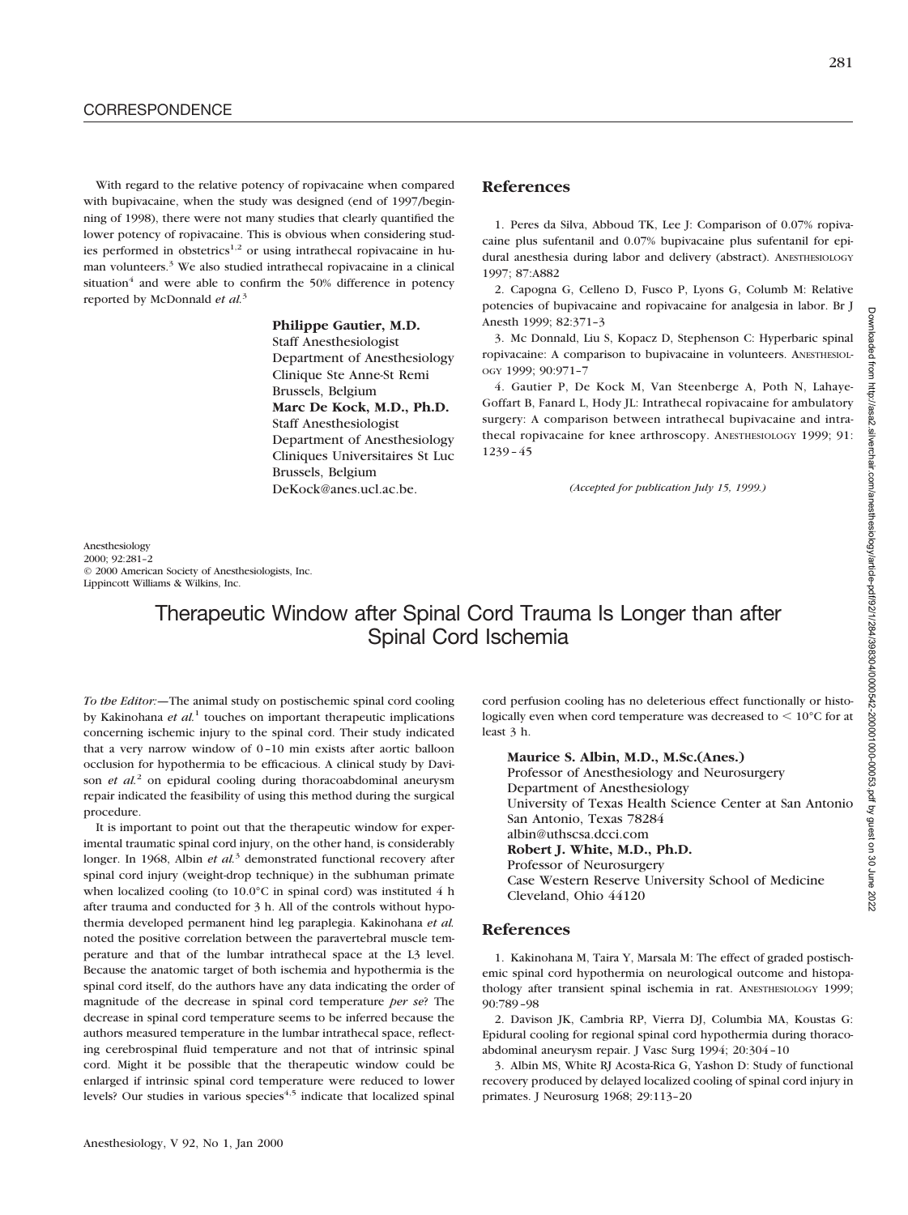With regard to the relative potency of ropivacaine when compared with bupivacaine, when the study was designed (end of 1997/beginning of 1998), there were not many studies that clearly quantified the lower potency of ropivacaine. This is obvious when considering studies performed in obstetrics[1,2] or using intrathecal ropivacaine in human volunteers.[3] We also studied intrathecal ropivacaine in a clinical situation[4] and were able to confirm the 50% difference in potency reported by McDonnald *et al.*[3]

**Philippe Gautier, M.D.**
Staff Anesthesiologist
Department of Anesthesiology
Clinique Ste Anne-St Remi
Brussels, Belgium
**Marc De Kock, M.D., Ph.D.**
Staff Anesthesiologist
Department of Anesthesiology
Cliniques Universitaires St Luc
Brussels, Belgium
DeKock@anes.ucl.ac.be.

## References

1. Peres da Silva, Abboud TK, Lee J: Comparison of 0.07% ropivacaine plus sufentanil and 0.07% bupivacaine plus sufentanil for epidural anesthesia during labor and delivery (abstract). ANESTHESIOLOGY 1997; 87:A882
2. Capogna G, Celleno D, Fusco P, Lyons G, Columb M: Relative potencies of bupivacaine and ropivacaine for analgesia in labor. Br J Anesth 1999; 82:371–3
3. Mc Donnald, Liu S, Kopacz D, Stephenson C: Hyperbaric spinal ropivacaine: A comparison to bupivacaine in volunteers. ANESTHESIOLOGY 1999; 90:971–7
4. Gautier P, De Kock M, Van Steenberge A, Poth N, Lahaye-Goffart B, Fanard L, Hody JL: Intrathecal ropivacaine for ambulatory surgery: A comparison between intrathecal bupivacaine and intrathecal ropivacaine for knee arthroscopy. ANESTHESIOLOGY 1999; 91: 1239–45

*(Accepted for publication July 15, 1999.)*

Anesthesiology
2000; 92:281–2
© 2000 American Society of Anesthesiologists, Inc.
Lippincott Williams & Wilkins, Inc.

# Therapeutic Window after Spinal Cord Trauma Is Longer than after Spinal Cord Ischemia

*To the Editor:*—The animal study on postischemic spinal cord cooling by Kakinohana *et al.*[1] touches on important therapeutic implications concerning ischemic injury to the spinal cord. Their study indicated that a very narrow window of 0–10 min exists after aortic balloon occlusion for hypothermia to be efficacious. A clinical study by Davison *et al.*[2] on epidural cooling during thoracoabdominal aneurysm repair indicated the feasibility of using this method during the surgical procedure.

It is important to point out that the therapeutic window for experimental traumatic spinal cord injury, on the other hand, is considerably longer. In 1968, Albin *et al.*[3] demonstrated functional recovery after spinal cord injury (weight-drop technique) in the subhuman primate when localized cooling (to 10.0°C in spinal cord) was instituted 4 h after trauma and conducted for 3 h. All of the controls without hypothermia developed permanent hind leg paraplegia. Kakinohana *et al.* noted the positive correlation between the paravertebral muscle temperature and that of the lumbar intrathecal space at the L3 level. Because the anatomic target of both ischemia and hypothermia is the spinal cord itself, do the authors have any data indicating the order of magnitude of the decrease in spinal cord temperature *per se*? The decrease in spinal cord temperature seems to be inferred because the authors measured temperature in the lumbar intrathecal space, reflecting cerebrospinal fluid temperature and not that of intrinsic spinal cord. Might it be possible that the therapeutic window could be enlarged if intrinsic spinal cord temperature were reduced to lower levels? Our studies in various species[4,5] indicate that localized spinal cord perfusion cooling has no deleterious effect functionally or histologically even when cord temperature was decreased to < 10°C for at least 3 h.

**Maurice S. Albin, M.D., M.Sc.(Anes.)**
Professor of Anesthesiology and Neurosurgery
Department of Anesthesiology
University of Texas Health Science Center at San Antonio
San Antonio, Texas 78284
albin@uthscsa.dcci.com
**Robert J. White, M.D., Ph.D.**
Professor of Neurosurgery
Case Western Reserve University School of Medicine
Cleveland, Ohio 44120

## References

1. Kakinohana M, Taira Y, Marsala M: The effect of graded postischemic spinal cord hypothermia on neurological outcome and histopathology after transient spinal ischemia in rat. ANESTHESIOLOGY 1999; 90:789–98
2. Davison JK, Cambria RP, Vierra DJ, Columbia MA, Koustas G: Epidural cooling for regional spinal cord hypothermia during thoracoabdominal aneurysm repair. J Vasc Surg 1994; 20:304–10
3. Albin MS, White RJ Acosta-Rica G, Yashon D: Study of functional recovery produced by delayed localized cooling of spinal cord injury in primates. J Neurosurg 1968; 29:113–20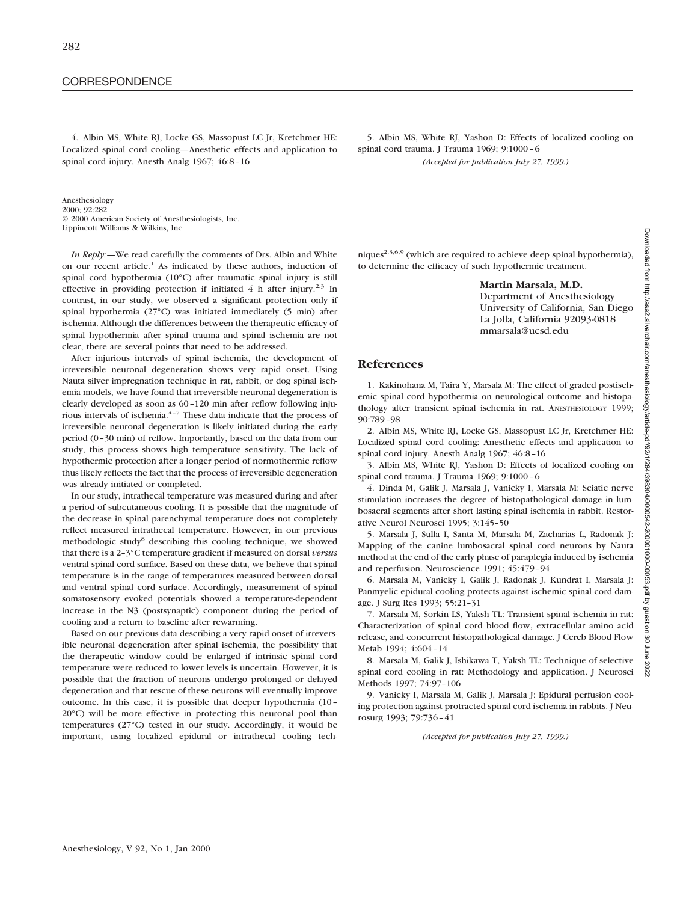4. Albin MS, White RJ, Locke GS, Massopust LC Jr, Kretchmer HE: Localized spinal cord cooling—Anesthetic effects and application to spinal cord injury. Anesth Analg 1967; 46:8–16

5. Albin MS, White RJ, Yashon D: Effects of localized cooling on spinal cord trauma. J Trauma 1969; 9:1000–6

*(Accepted for publication July 27, 1999.)*

Anesthesiology
2000; 92:282
© 2000 American Society of Anesthesiologists, Inc.
Lippincott Williams & Wilkins, Inc.

*In Reply:*—We read carefully the comments of Drs. Albin and White on our recent article.[1] As indicated by these authors, induction of spinal cord hypothermia (10°C) after traumatic spinal injury is still effective in providing protection if initiated 4 h after injury.[2,3] In contrast, in our study, we observed a significant protection only if spinal hypothermia (27°C) was initiated immediately (5 min) after ischemia. Although the differences between the therapeutic efficacy of spinal hypothermia after spinal trauma and spinal ischemia are not clear, there are several points that need to be addressed.

After injurious intervals of spinal ischemia, the development of irreversible neuronal degeneration shows very rapid onset. Using Nauta silver impregnation technique in rat, rabbit, or dog spinal ischemia models, we have found that irreversible neuronal degeneration is clearly developed as soon as 60–120 min after reflow following injurious intervals of ischemia.[4–7] These data indicate that the process of irreversible neuronal degeneration is likely initiated during the early period (0–30 min) of reflow. Importantly, based on the data from our study, this process shows high temperature sensitivity. The lack of hypothermic protection after a longer period of normothermic reflow thus likely reflects the fact that the process of irreversible degeneration was already initiated or completed.

In our study, intrathecal temperature was measured during and after a period of subcutaneous cooling. It is possible that the magnitude of the decrease in spinal parenchymal temperature does not completely reflect measured intrathecal temperature. However, in our previous methodologic study[8] describing this cooling technique, we showed that there is a 2–3°C temperature gradient if measured on dorsal *versus* ventral spinal cord surface. Based on these data, we believe that spinal temperature is in the range of temperatures measured between dorsal and ventral spinal cord surface. Accordingly, measurement of spinal somatosensory evoked potentials showed a temperature-dependent increase in the N3 (postsynaptic) component during the period of cooling and a return to baseline after rewarming.

Based on our previous data describing a very rapid onset of irreversible neuronal degeneration after spinal ischemia, the possibility that the therapeutic window could be enlarged if intrinsic spinal cord temperature were reduced to lower levels is uncertain. However, it is possible that the fraction of neurons undergo prolonged or delayed degeneration and that rescue of these neurons will eventually improve outcome. In this case, it is possible that deeper hypothermia (10–20°C) will be more effective in protecting this neuronal pool than temperatures (27°C) tested in our study. Accordingly, it would be important, using localized epidural or intrathecal cooling techniques[2,3,6,9] (which are required to achieve deep spinal hypothermia), to determine the efficacy of such hypothermic treatment.

**Martin Marsala, M.D.**
Department of Anesthesiology
University of California, San Diego
La Jolla, California 92093-0818
mmarsala@ucsd.edu

## References

1. Kakinohana M, Taira Y, Marsala M: The effect of graded postischemic spinal cord hypothermia on neurological outcome and histopathology after transient spinal ischemia in rat. ANESTHESIOLOGY 1999; 90:789–98

2. Albin MS, White RJ, Locke GS, Massopust LC Jr, Kretchmer HE: Localized spinal cord cooling: Anesthetic effects and application to spinal cord injury. Anesth Analg 1967; 46:8–16

3. Albin MS, White RJ, Yashon D: Effects of localized cooling on spinal cord trauma. J Trauma 1969; 9:1000–6

4. Dinda M, Galik J, Marsala J, Vanicky I, Marsala M: Sciatic nerve stimulation increases the degree of histopathological damage in lumbosacral segments after short lasting spinal ischemia in rabbit. Restorative Neurol Neurosci 1995; 3:145–50

5. Marsala J, Sulla I, Santa M, Marsala M, Zacharias L, Radonak J: Mapping of the canine lumbosacral spinal cord neurons by Nauta method at the end of the early phase of paraplegia induced by ischemia and reperfusion. Neuroscience 1991; 45:479–94

6. Marsala M, Vanicky I, Galik J, Radonak J, Kundrat I, Marsala J: Panmyelic epidural cooling protects against ischemic spinal cord damage. J Surg Res 1993; 55:21–31

7. Marsala M, Sorkin LS, Yaksh TL: Transient spinal ischemia in rat: Characterization of spinal cord blood flow, extracellular amino acid release, and concurrent histopathological damage. J Cereb Blood Flow Metab 1994; 4:604–14

8. Marsala M, Galik J, Ishikawa T, Yaksh TL: Technique of selective spinal cord cooling in rat: Methodology and application. J Neurosci Methods 1997; 74:97–106

9. Vanicky I, Marsala M, Galik J, Marsala J: Epidural perfusion cooling protection against protracted spinal cord ischemia in rabbits. J Neurosurg 1993; 79:736–41

*(Accepted for publication July 27, 1999.)*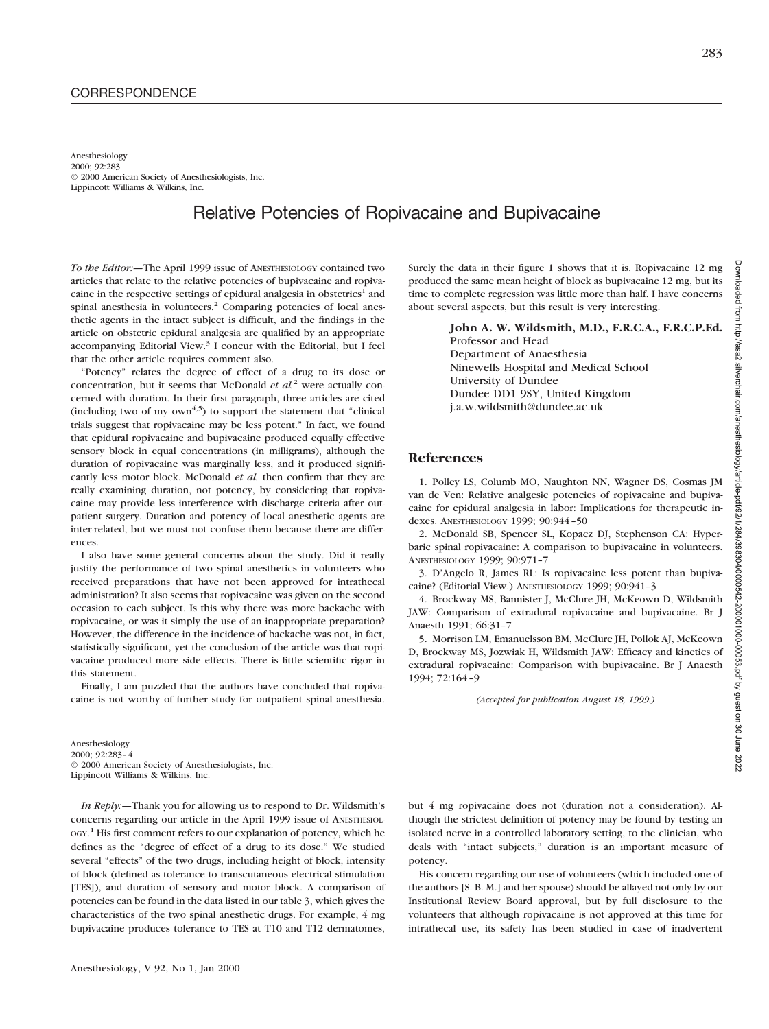# CORRESPONDENCE

Anesthesiology
2000; 92:283
© 2000 American Society of Anesthesiologists, Inc.
Lippincott Williams & Wilkins, Inc.

## Relative Potencies of Ropivacaine and Bupivacaine

*To the Editor:*—The April 1999 issue of ANESTHESIOLOGY contained two articles that relate to the relative potencies of bupivacaine and ropivacaine in the respective settings of epidural analgesia in obstetrics[1] and spinal anesthesia in volunteers.[2] Comparing potencies of local anesthetic agents in the intact subject is difficult, and the findings in the article on obstetric epidural analgesia are qualified by an appropriate accompanying Editorial View.[3] I concur with the Editorial, but I feel that the other article requires comment also.

"Potency" relates the degree of effect of a drug to its dose or concentration, but it seems that McDonald *et al.*[2] were actually concerned with duration. In their first paragraph, three articles are cited (including two of my own[4,5]) to support the statement that "clinical trials suggest that ropivacaine may be less potent." In fact, we found that epidural ropivacaine and bupivacaine produced equally effective sensory block in equal concentrations (in milligrams), although the duration of ropivacaine was marginally less, and it produced significantly less motor block. McDonald *et al.* then confirm that they are really examining duration, not potency, by considering that ropivacaine may provide less interference with discharge criteria after outpatient surgery. Duration and potency of local anesthetic agents are inter-related, but we must not confuse them because there are differences.

I also have some general concerns about the study. Did it really justify the performance of two spinal anesthetics in volunteers who received preparations that have not been approved for intrathecal administration? It also seems that ropivacaine was given on the second occasion to each subject. Is this why there was more backache with ropivacaine, or was it simply the use of an inappropriate preparation? However, the difference in the incidence of backache was not, in fact, statistically significant, yet the conclusion of the article was that ropivacaine produced more side effects. There is little scientific rigor in this statement.

Finally, I am puzzled that the authors have concluded that ropivacaine is not worthy of further study for outpatient spinal anesthesia. Surely the data in their figure 1 shows that it is. Ropivacaine 12 mg produced the same mean height of block as bupivacaine 12 mg, but its time to complete regression was little more than half. I have concerns about several aspects, but this result is very interesting.

**John A. W. Wildsmith, M.D., F.R.C.A., F.R.C.P.Ed.**
Professor and Head
Department of Anaesthesia
Ninewells Hospital and Medical School
University of Dundee
Dundee DD1 9SY, United Kingdom
j.a.w.wildsmith@dundee.ac.uk

### References

1. Polley LS, Columb MO, Naughton NN, Wagner DS, Cosmas JM van de Ven: Relative analgesic potencies of ropivacaine and bupivacaine for epidural analgesia in labor: Implications for therapeutic indexes. ANESTHESIOLOGY 1999; 90:944–50
2. McDonald SB, Spencer SL, Kopacz DJ, Stephenson CA: Hyperbaric spinal ropivacaine: A comparison to bupivacaine in volunteers. ANESTHESIOLOGY 1999; 90:971–7
3. D'Angelo R, James RL: Is ropivacaine less potent than bupivacaine? (Editorial View.) ANESTHESIOLOGY 1999; 90:941–3
4. Brockway MS, Bannister J, McClure JH, McKeown D, Wildsmith JAW: Comparison of extradural ropivacaine and bupivacaine. Br J Anaesth 1991; 66:31–7
5. Morrison LM, Emanuelsson BM, McClure JH, Pollok AJ, McKeown D, Brockway MS, Jozwiak H, Wildsmith JAW: Efficacy and kinetics of extradural ropivacaine: Comparison with bupivacaine. Br J Anaesth 1994; 72:164–9

*(Accepted for publication August 18, 1999.)*

Anesthesiology
2000; 92:283–4
© 2000 American Society of Anesthesiologists, Inc.
Lippincott Williams & Wilkins, Inc.

*In Reply:*—Thank you for allowing us to respond to Dr. Wildsmith's concerns regarding our article in the April 1999 issue of ANESTHESIOLOGY.[1] His first comment refers to our explanation of potency, which he defines as the "degree of effect of a drug to its dose." We studied several "effects" of the two drugs, including height of block, intensity of block (defined as tolerance to transcutaneous electrical stimulation [TES]), and duration of sensory and motor block. A comparison of potencies can be found in the data listed in our table 3, which gives the characteristics of the two spinal anesthetic drugs. For example, 4 mg bupivacaine produces tolerance to TES at T10 and T12 dermatomes, but 4 mg ropivacaine does not (duration not a consideration). Although the strictest definition of potency may be found by testing an isolated nerve in a controlled laboratory setting, to the clinician, who deals with "intact subjects," duration is an important measure of potency.

His concern regarding our use of volunteers (which included one of the authors [S. B. M.] and her spouse) should be allayed not only by our Institutional Review Board approval, but by full disclosure to the volunteers that although ropivacaine is not approved at this time for intrathecal use, its safety has been studied in case of inadvertent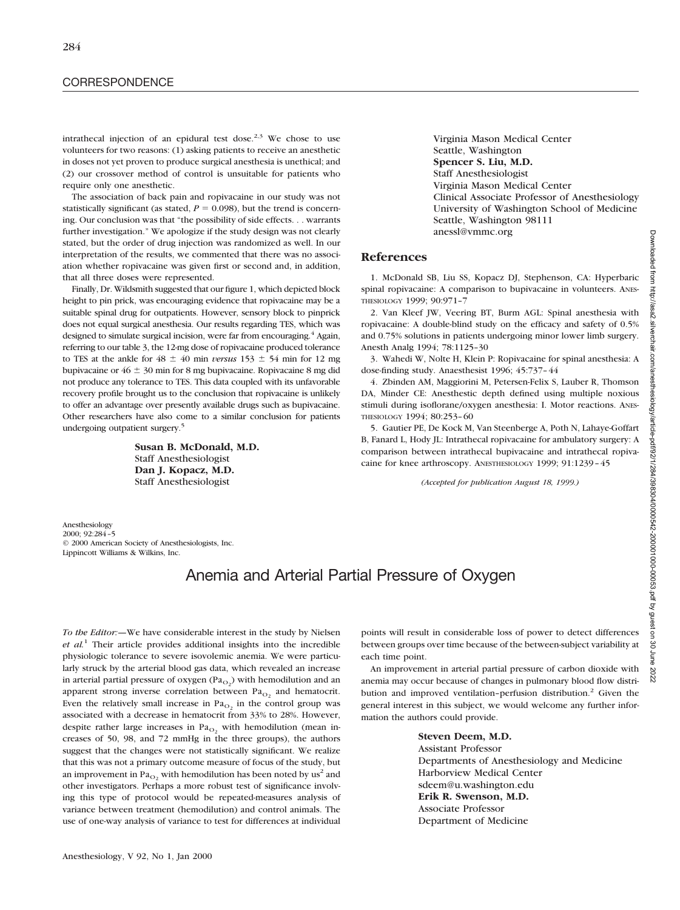intrathecal injection of an epidural test dose.[2,3] We chose to use volunteers for two reasons: (1) asking patients to receive an anesthetic in doses not yet proven to produce surgical anesthesia is unethical; and (2) our crossover method of control is unsuitable for patients who require only one anesthetic.

The association of back pain and ropivacaine in our study was not statistically significant (as stated, $P = 0.098$), but the trend is concerning. Our conclusion was that "the possibility of side effects. . . warrants further investigation." We apologize if the study design was not clearly stated, but the order of drug injection was randomized as well. In our interpretation of the results, we commented that there was no association whether ropivacaine was given first or second and, in addition, that all three doses were represented.

Finally, Dr. Wildsmith suggested that our figure 1, which depicted block height to pin prick, was encouraging evidence that ropivacaine may be a suitable spinal drug for outpatients. However, sensory block to pinprick does not equal surgical anesthesia. Our results regarding TES, which was designed to simulate surgical incision, were far from encouraging.[4] Again, referring to our table 3, the 12-mg dose of ropivacaine produced tolerance to TES at the ankle for 48 ± 40 min *versus* 153 ± 54 min for 12 mg bupivacaine or 46 ± 30 min for 8 mg bupivacaine. Ropivacaine 8 mg did not produce any tolerance to TES. This data coupled with its unfavorable recovery profile brought us to the conclusion that ropivacaine is unlikely to offer an advantage over presently available drugs such as bupivacaine. Other researchers have also come to a similar conclusion for patients undergoing outpatient surgery.[5]

**Susan B. McDonald, M.D.**
Staff Anesthesiologist
**Dan J. Kopacz, M.D.**
Staff Anesthesiologist
Virginia Mason Medical Center
Seattle, Washington
**Spencer S. Liu, M.D.**
Staff Anesthesiologist
Virginia Mason Medical Center
Clinical Associate Professor of Anesthesiology
University of Washington School of Medicine
Seattle, Washington 98111
anessl@vmmc.org

## References

1. McDonald SB, Liu SS, Kopacz DJ, Stephenson, CA: Hyperbaric spinal ropivacaine: A comparison to bupivacaine in volunteers. ANESTHESIOLOGY 1999; 90:971–7
2. Van Kleef JW, Veering BT, Burm AGL: Spinal anesthesia with ropivacaine: A double-blind study on the efficacy and safety of 0.5% and 0.75% solutions in patients undergoing minor lower limb surgery. Anesth Analg 1994; 78:1125–30
3. Wahedi W, Nolte H, Klein P: Ropivacaine for spinal anesthesia: A dose-finding study. Anaesthesist 1996; 45:737–44
4. Zbinden AM, Maggiorini M, Petersen-Felix S, Lauber R, Thomson DA, Minder CE: Anesthetic depth defined using multiple noxious stimuli during isoflorane/oxygen anesthesia: I. Motor reactions. ANESTHESIOLOGY 1994; 80:253–60
5. Gautier PE, De Kock M, Van Steenberge A, Poth N, Lahaye-Goffart B, Fanard L, Hody JL: Intrathecal ropivacaine for ambulatory surgery: A comparison between intrathecal bupivacaine and intrathecal ropivacaine for knee arthroscopy. ANESTHESIOLOGY 1999; 91:1239–45

*(Accepted for publication August 18, 1999.)*

Anesthesiology
2000; 92:284–5
© 2000 American Society of Anesthesiologists, Inc.
Lippincott Williams & Wilkins, Inc.

# Anemia and Arterial Partial Pressure of Oxygen

*To the Editor:*—We have considerable interest in the study by Nielsen *et al.*[1] Their article provides additional insights into the incredible physiologic tolerance to severe isovolemic anemia. We were particularly struck by the arterial blood gas data, which revealed an increase in arterial partial pressure of oxygen ($Pa_{O_2}$) with hemodilution and an apparent strong inverse correlation between $Pa_{O_2}$ and hematocrit. Even the relatively small increase in $Pa_{O_2}$ in the control group was associated with a decrease in hematocrit from 33% to 28%. However, despite rather large increases in $Pa_{O_2}$ with hemodilution (mean increases of 50, 98, and 72 mmHg in the three groups), the authors suggest that the changes were not statistically significant. We realize that this was not a primary outcome measure of focus of the study, but an improvement in $Pa_{O_2}$ with hemodilution has been noted by us[2] and other investigators. Perhaps a more robust test of significance involving this type of protocol would be repeated-measures analysis of variance between treatment (hemodilution) and control animals. The use of one-way analysis of variance to test for differences at individual points will result in considerable loss of power to detect differences between groups over time because of the between-subject variability at each time point.

An improvement in arterial partial pressure of carbon dioxide with anemia may occur because of changes in pulmonary blood flow distribution and improved ventilation–perfusion distribution.[2] Given the general interest in this subject, we would welcome any further information the authors could provide.

**Steven Deem, M.D.**
Assistant Professor
Departments of Anesthesiology and Medicine
Harborview Medical Center
sdeem@u.washington.edu
**Erik R. Swenson, M.D.**
Associate Professor
Department of Medicine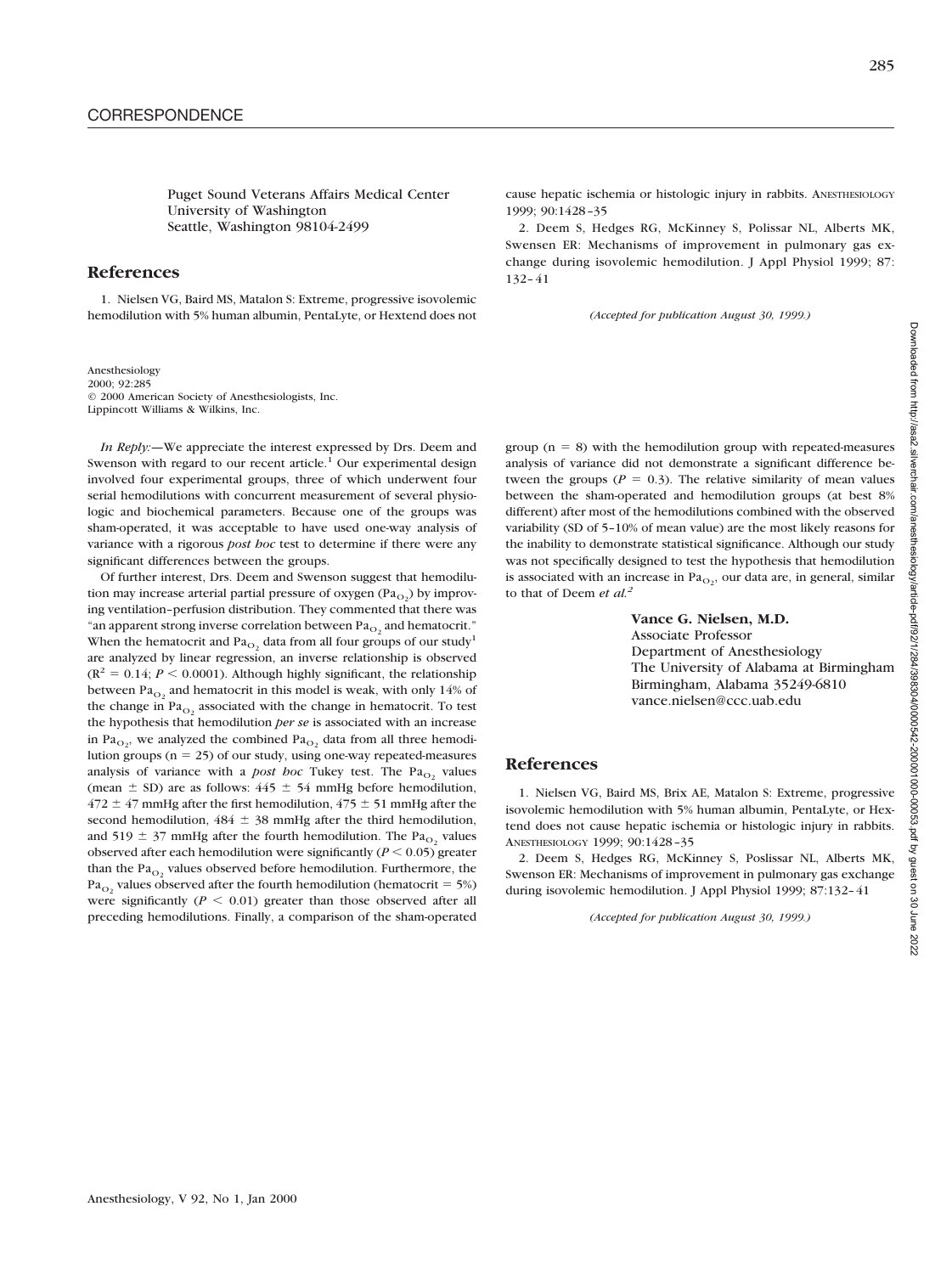Puget Sound Veterans Affairs Medical Center
University of Washington
Seattle, Washington 98104-2499

## References

1. Nielsen VG, Baird MS, Matalon S: Extreme, progressive isovolemic hemodilution with 5% human albumin, PentaLyte, or Hextend does not cause hepatic ischemia or histologic injury in rabbits. ANESTHESIOLOGY 1999; 90:1428–35

2. Deem S, Hedges RG, McKinney S, Polissar NL, Alberts MK, Swensen ER: Mechanisms of improvement in pulmonary gas exchange during isovolemic hemodilution. J Appl Physiol 1999; 87: 132–41

*(Accepted for publication August 30, 1999.)*

Anesthesiology
2000; 92:285
© 2000 American Society of Anesthesiologists, Inc.
Lippincott Williams & Wilkins, Inc.

*In Reply:*—We appreciate the interest expressed by Drs. Deem and Swenson with regard to our recent article.[1] Our experimental design involved four experimental groups, three of which underwent four serial hemodilutions with concurrent measurement of several physiologic and biochemical parameters. Because one of the groups was sham-operated, it was acceptable to have used one-way analysis of variance with a rigorous *post hoc* test to determine if there were any significant differences between the groups.

Of further interest, Drs. Deem and Swenson suggest that hemodilution may increase arterial partial pressure of oxygen ($Pa_{O_2}$) by improving ventilation–perfusion distribution. They commented that there was "an apparent strong inverse correlation between $Pa_{O_2}$ and hematocrit." When the hematocrit and $Pa_{O_2}$ data from all four groups of our study[1] are analyzed by linear regression, an inverse relationship is observed ($R^2 = 0.14$; $P < 0.0001$). Although highly significant, the relationship between $Pa_{O_2}$ and hematocrit in this model is weak, with only 14% of the change in $Pa_{O_2}$ associated with the change in hematocrit. To test the hypothesis that hemodilution *per se* is associated with an increase in $Pa_{O_2}$, we analyzed the combined $Pa_{O_2}$ data from all three hemodilution groups ($n = 25$) of our study, using one-way repeated-measures analysis of variance with a *post hoc* Tukey test. The $Pa_{O_2}$ values (mean ± SD) are as follows: 445 ± 54 mmHg before hemodilution, 472 ± 47 mmHg after the first hemodilution, 475 ± 51 mmHg after the second hemodilution, 484 ± 38 mmHg after the third hemodilution, and 519 ± 37 mmHg after the fourth hemodilution. The $Pa_{O_2}$ values observed after each hemodilution were significantly ($P < 0.05$) greater than the $Pa_{O_2}$ values observed before hemodilution. Furthermore, the $Pa_{O_2}$ values observed after the fourth hemodilution (hematocrit = 5%) were significantly ($P < 0.01$) greater than those observed after all preceding hemodilutions. Finally, a comparison of the sham-operated group ($n = 8$) with the hemodilution group with repeated-measures analysis of variance did not demonstrate a significant difference between the groups ($P = 0.3$). The relative similarity of mean values between the sham-operated and hemodilution groups (at best 8% different) after most of the hemodilutions combined with the observed variability (SD of 5–10% of mean value) are the most likely reasons for the inability to demonstrate statistical significance. Although our study was not specifically designed to test the hypothesis that hemodilution is associated with an increase in $Pa_{O_2}$, our data are, in general, similar to that of Deem *et al.*[2]

**Vance G. Nielsen, M.D.**
Associate Professor
Department of Anesthesiology
The University of Alabama at Birmingham
Birmingham, Alabama 35249-6810
vance.nielsen@ccc.uab.edu

## References

1. Nielsen VG, Baird MS, Brix AE, Matalon S: Extreme, progressive isovolemic hemodilution with 5% human albumin, PentaLyte, or Hextend does not cause hepatic ischemia or histologic injury in rabbits. ANESTHESIOLOGY 1999; 90:1428–35

2. Deem S, Hedges RG, McKinney S, Poslissar NL, Alberts MK, Swenson ER: Mechanisms of improvement in pulmonary gas exchange during isovolemic hemodilution. J Appl Physiol 1999; 87:132–41

*(Accepted for publication August 30, 1999.)*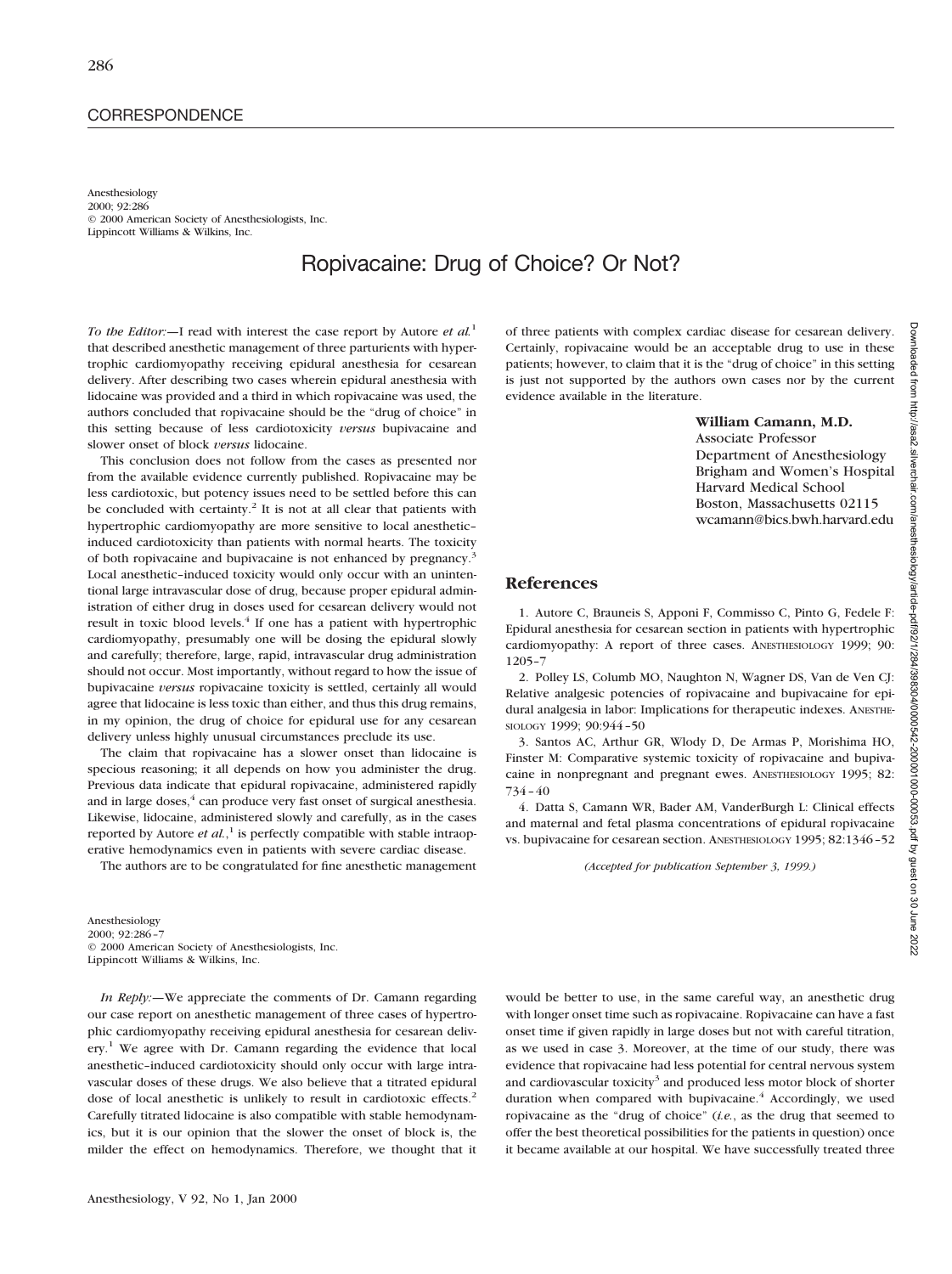## CORRESPONDENCE

Anesthesiology
2000; 92:286
© 2000 American Society of Anesthesiologists, Inc.
Lippincott Williams & Wilkins, Inc.

# Ropivacaine: Drug of Choice? Or Not?

*To the Editor:*—I read with interest the case report by Autore *et al.*[1] that described anesthetic management of three parturients with hypertrophic cardiomyopathy receiving epidural anesthesia for cesarean delivery. After describing two cases wherein epidural anesthesia with lidocaine was provided and a third in which ropivacaine was used, the authors concluded that ropivacaine should be the "drug of choice" in this setting because of less cardiotoxicity *versus* bupivacaine and slower onset of block *versus* lidocaine.

This conclusion does not follow from the cases as presented nor from the available evidence currently published. Ropivacaine may be less cardiotoxic, but potency issues need to be settled before this can be concluded with certainty.[2] It is not at all clear that patients with hypertrophic cardiomyopathy are more sensitive to local anesthetic–induced cardiotoxicity than patients with normal hearts. The toxicity of both ropivacaine and bupivacaine is not enhanced by pregnancy.[3] Local anesthetic–induced toxicity would only occur with an unintentional large intravascular dose of drug, because proper epidural administration of either drug in doses used for cesarean delivery would not result in toxic blood levels.[4] If one has a patient with hypertrophic cardiomyopathy, presumably one will be dosing the epidural slowly and carefully; therefore, large, rapid, intravascular drug administration should not occur. Most importantly, without regard to how the issue of bupivacaine *versus* ropivacaine toxicity is settled, certainly all would agree that lidocaine is less toxic than either, and thus this drug remains, in my opinion, the drug of choice for epidural use for any cesarean delivery unless highly unusual circumstances preclude its use.

The claim that ropivacaine has a slower onset than lidocaine is specious reasoning; it all depends on how you administer the drug. Previous data indicate that epidural ropivacaine, administered rapidly and in large doses,[4] can produce very fast onset of surgical anesthesia. Likewise, lidocaine, administered slowly and carefully, as in the cases reported by Autore *et al.*,[1] is perfectly compatible with stable intraoperative hemodynamics even in patients with severe cardiac disease.

The authors are to be congratulated for fine anesthetic management of three patients with complex cardiac disease for cesarean delivery. Certainly, ropivacaine would be an acceptable drug to use in these patients; however, to claim that it is the "drug of choice" in this setting is just not supported by the authors own cases nor by the current evidence available in the literature.

**William Camann, M.D.**
Associate Professor
Department of Anesthesiology
Brigham and Women's Hospital
Harvard Medical School
Boston, Massachusetts 02115
wcamann@bics.bwh.harvard.edu

## References

1. Autore C, Brauneis S, Apponi F, Commisso C, Pinto G, Fedele F: Epidural anesthesia for cesarean section in patients with hypertrophic cardiomyopathy: A report of three cases. ANESTHESIOLOGY 1999; 90: 1205–7
2. Polley LS, Columb MO, Naughton N, Wagner DS, Van de Ven CJ: Relative analgesic potencies of ropivacaine and bupivacaine for epidural analgesia in labor: Implications for therapeutic indexes. ANESTHESIOLOGY 1999; 90:944–50
3. Santos AC, Arthur GR, Wlody D, De Armas P, Morishima HO, Finster M: Comparative systemic toxicity of ropivacaine and bupivacaine in nonpregnant and pregnant ewes. ANESTHESIOLOGY 1995; 82: 734–40
4. Datta S, Camann WR, Bader AM, VanderBurgh L: Clinical effects and maternal and fetal plasma concentrations of epidural ropivacaine vs. bupivacaine for cesarean section. ANESTHESIOLOGY 1995; 82:1346–52

*(Accepted for publication September 3, 1999.)*

Anesthesiology
2000; 92:286–7
© 2000 American Society of Anesthesiologists, Inc.
Lippincott Williams & Wilkins, Inc.

*In Reply:*—We appreciate the comments of Dr. Camann regarding our case report on anesthetic management of three cases of hypertrophic cardiomyopathy receiving epidural anesthesia for cesarean delivery.[1] We agree with Dr. Camann regarding the evidence that local anesthetic–induced cardiotoxicity should only occur with large intravascular doses of these drugs. We also believe that a titrated epidural dose of local anesthetic is unlikely to result in cardiotoxic effects.[2] Carefully titrated lidocaine is also compatible with stable hemodynamics, but it is our opinion that the slower the onset of block is, the milder the effect on hemodynamics. Therefore, we thought that it would be better to use, in the same careful way, an anesthetic drug with longer onset time such as ropivacaine. Ropivacaine can have a fast onset time if given rapidly in large doses but not with careful titration, as we used in case 3. Moreover, at the time of our study, there was evidence that ropivacaine had less potential for central nervous system and cardiovascular toxicity[3] and produced less motor block of shorter duration when compared with bupivacaine.[4] Accordingly, we used ropivacaine as the "drug of choice" (*i.e.*, as the drug that seemed to offer the best theoretical possibilities for the patients in question) once it became available at our hospital. We have successfully treated three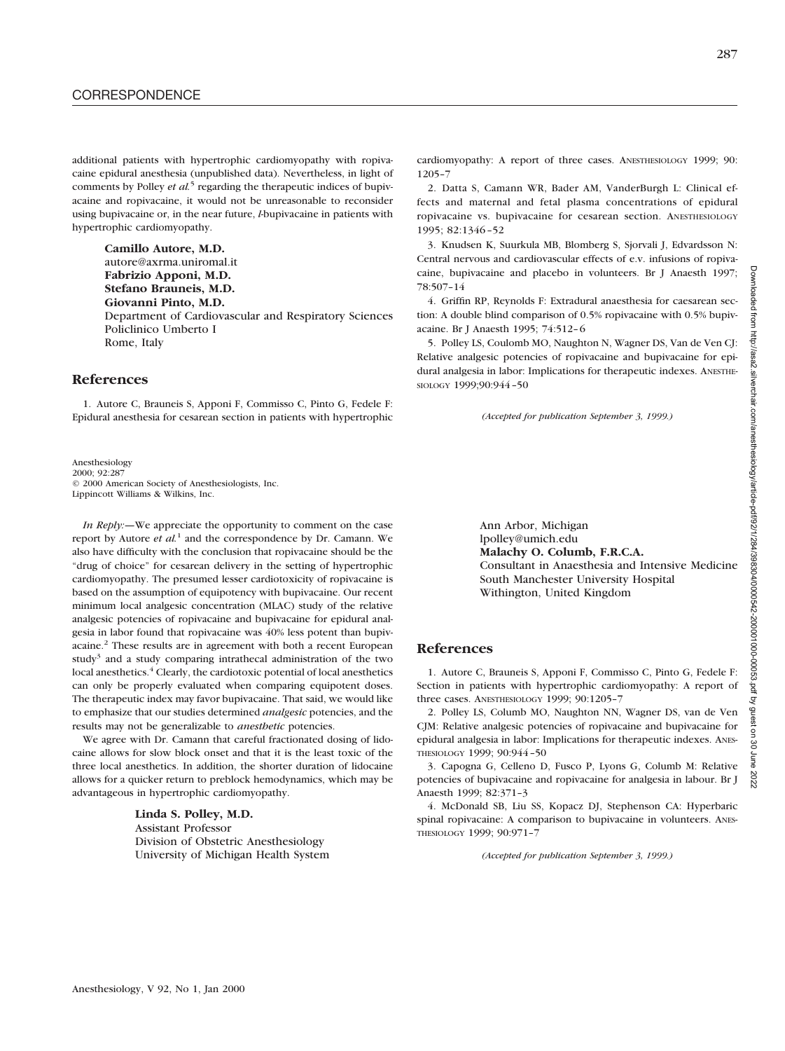additional patients with hypertrophic cardiomyopathy with ropivacaine epidural anesthesia (unpublished data). Nevertheless, in light of comments by Polley *et al.*[5] regarding the therapeutic indices of bupivacaine and ropivacaine, it would not be unreasonable to reconsider using bupivacaine or, in the near future, *l*-bupivacaine in patients with hypertrophic cardiomyopathy.

**Camillo Autore, M.D.**
autore@axrma.uniromal.it
**Fabrizio Apponi, M.D.**
**Stefano Brauneis, M.D.**
**Giovanni Pinto, M.D.**
Department of Cardiovascular and Respiratory Sciences
Policlinico Umberto I
Rome, Italy

## References

1. Autore C, Brauneis S, Apponi F, Commisso C, Pinto G, Fedele F: Epidural anesthesia for cesarean section in patients with hypertrophic cardiomyopathy: A report of three cases. ANESTHESIOLOGY 1999; 90: 1205–7

2. Datta S, Camann WR, Bader AM, VanderBurgh L: Clinical effects and maternal and fetal plasma concentrations of epidural ropivacaine vs. bupivacaine for cesarean section. ANESTHESIOLOGY 1995; 82:1346–52

3. Knudsen K, Suurkula MB, Blomberg S, Sjorvali J, Edvardsson N: Central nervous and cardiovascular effects of e.v. infusions of ropivacaine, bupivacaine and placebo in volunteers. Br J Anaesth 1997; 78:507–14

4. Griffin RP, Reynolds F: Extradural anaesthesia for caesarean section: A double blind comparison of 0.5% ropivacaine with 0.5% bupivacaine. Br J Anaesth 1995; 74:512–6

5. Polley LS, Coulomb MO, Naughton N, Wagner DS, Van de Ven CJ: Relative analgesic potencies of ropivacaine and bupivacaine for epidural analgesia in labor: Implications for therapeutic indexes. ANESTHESIOLOGY 1999;90:944–50

*(Accepted for publication September 3, 1999.)*

Anesthesiology
2000; 92:287
© 2000 American Society of Anesthesiologists, Inc.
Lippincott Williams & Wilkins, Inc.

*In Reply:*—We appreciate the opportunity to comment on the case report by Autore *et al.*[1] and the correspondence by Dr. Camann. We also have difficulty with the conclusion that ropivacaine should be the "drug of choice" for cesarean delivery in the setting of hypertrophic cardiomyopathy. The presumed lesser cardiotoxicity of ropivacaine is based on the assumption of equipotency with bupivacaine. Our recent minimum local analgesic concentration (MLAC) study of the relative analgesic potencies of ropivacaine and bupivacaine for epidural analgesia in labor found that ropivacaine was 40% less potent than bupivacaine.[2] These results are in agreement with both a recent European study[3] and a study comparing intrathecal administration of the two local anesthetics.[4] Clearly, the cardiotoxic potential of local anesthetics can only be properly evaluated when comparing equipotent doses. The therapeutic index may favor bupivacaine. That said, we would like to emphasize that our studies determined *analgesic* potencies, and the results may not be generalizable to *anesthetic* potencies.

We agree with Dr. Camann that careful fractionated dosing of lidocaine allows for slow block onset and that it is the least toxic of the three local anesthetics. In addition, the shorter duration of lidocaine allows for a quicker return to preblock hemodynamics, which may be advantageous in hypertrophic cardiomyopathy.

**Linda S. Polley, M.D.**
Assistant Professor
Division of Obstetric Anesthesiology
University of Michigan Health System
Ann Arbor, Michigan
lpolley@umich.edu
**Malachy O. Columb, F.R.C.A.**
Consultant in Anaesthesia and Intensive Medicine
South Manchester University Hospital
Withington, United Kingdom

## References

1. Autore C, Brauneis S, Apponi F, Commisso C, Pinto G, Fedele F: Section in patients with hypertrophic cardiomyopathy: A report of three cases. ANESTHESIOLOGY 1999; 90:1205–7

2. Polley LS, Columb MO, Naughton NN, Wagner DS, van de Ven CJM: Relative analgesic potencies of ropivacaine and bupivacaine for epidural analgesia in labor: Implications for therapeutic indexes. ANESTHESIOLOGY 1999; 90:944–50

3. Capogna G, Celleno D, Fusco P, Lyons G, Columb M: Relative potencies of bupivacaine and ropivacaine for analgesia in labour. Br J Anaesth 1999; 82:371–3

4. McDonald SB, Liu SS, Kopacz DJ, Stephenson CA: Hyperbaric spinal ropivacaine: A comparison to bupivacaine in volunteers. ANESTHESIOLOGY 1999; 90:971–7

*(Accepted for publication September 3, 1999.)*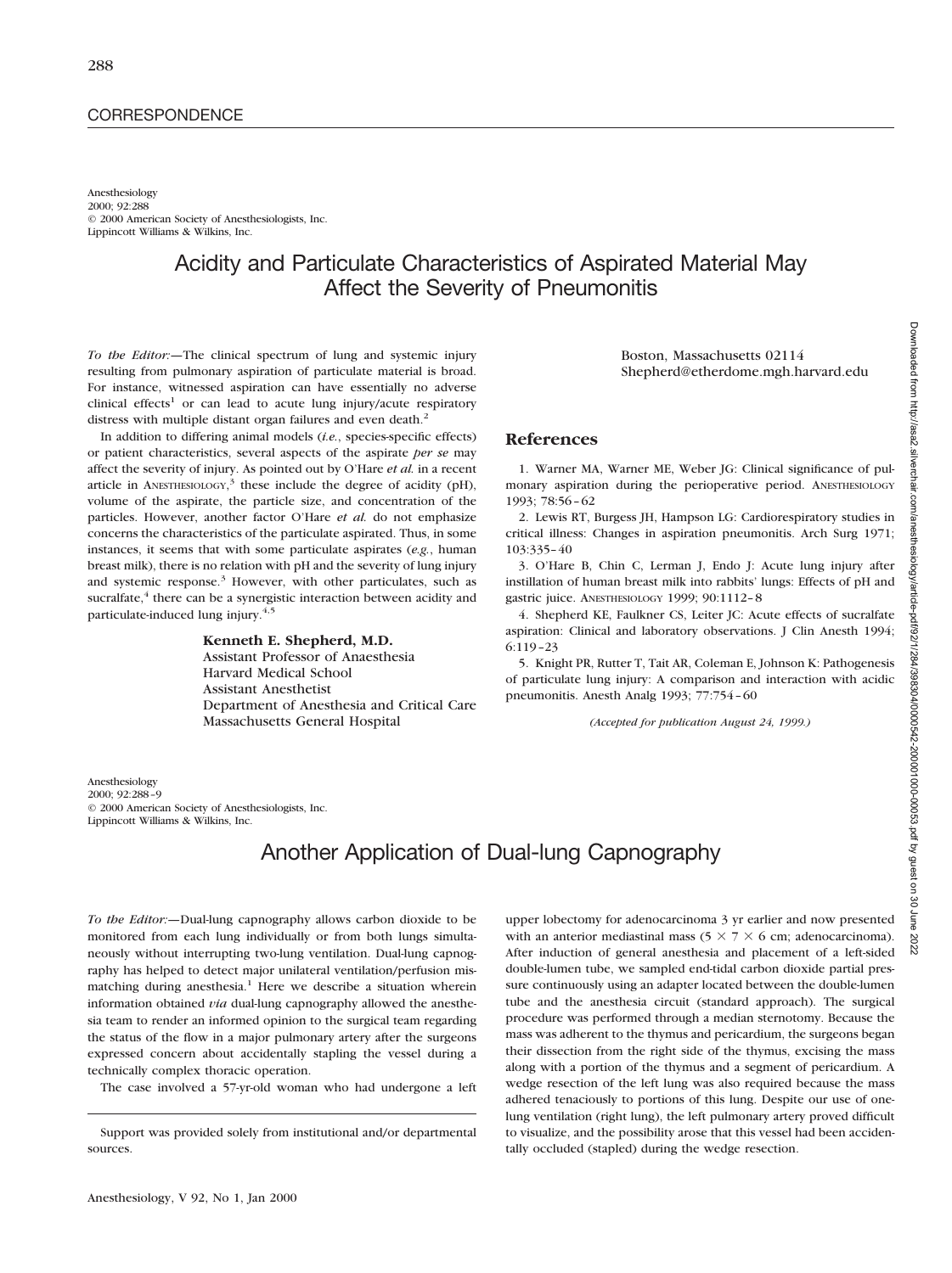CORRESPONDENCE

Anesthesiology
2000; 92:288
© 2000 American Society of Anesthesiologists, Inc.
Lippincott Williams & Wilkins, Inc.

# Acidity and Particulate Characteristics of Aspirated Material May Affect the Severity of Pneumonitis

*To the Editor:*—The clinical spectrum of lung and systemic injury resulting from pulmonary aspiration of particulate material is broad. For instance, witnessed aspiration can have essentially no adverse clinical effects[1] or can lead to acute lung injury/acute respiratory distress with multiple distant organ failures and even death.[2]

In addition to differing animal models (*i.e.*, species-specific effects) or patient characteristics, several aspects of the aspirate *per se* may affect the severity of injury. As pointed out by O'Hare *et al.* in a recent article in Anesthesiology,[3] these include the degree of acidity (pH), volume of the aspirate, the particle size, and concentration of the particles. However, another factor O'Hare *et al.* do not emphasize concerns the characteristics of the particulate aspirated. Thus, in some instances, it seems that with some particulate aspirates (*e.g.*, human breast milk), there is no relation with pH and the severity of lung injury and systemic response.[3] However, with other particulates, such as sucralfate,[4] there can be a synergistic interaction between acidity and particulate-induced lung injury.[4,5]

**Kenneth E. Shepherd, M.D.**
Assistant Professor of Anaesthesia
Harvard Medical School
Assistant Anesthetist
Department of Anesthesia and Critical Care
Massachusetts General Hospital
Boston, Massachusetts 02114
Shepherd@etherdome.mgh.harvard.edu

## References

1. Warner MA, Warner ME, Weber JG: Clinical significance of pulmonary aspiration during the perioperative period. Anesthesiology 1993; 78:56–62
2. Lewis RT, Burgess JH, Hampson LG: Cardiorespiratory studies in critical illness: Changes in aspiration pneumonitis. Arch Surg 1971; 103:335–40
3. O'Hare B, Chin C, Lerman J, Endo J: Acute lung injury after instillation of human breast milk into rabbits' lungs: Effects of pH and gastric juice. Anesthesiology 1999; 90:1112–8
4. Shepherd KE, Faulkner CS, Leiter JC: Acute effects of sucralfate aspiration: Clinical and laboratory observations. J Clin Anesth 1994; 6:119–23
5. Knight PR, Rutter T, Tait AR, Coleman E, Johnson K: Pathogenesis of particulate lung injury: A comparison and interaction with acidic pneumonitis. Anesth Analg 1993; 77:754–60

*(Accepted for publication August 24, 1999.)*

Anesthesiology
2000; 92:288–9
© 2000 American Society of Anesthesiologists, Inc.
Lippincott Williams & Wilkins, Inc.

# Another Application of Dual-lung Capnography

*To the Editor:*—Dual-lung capnography allows carbon dioxide to be monitored from each lung individually or from both lungs simultaneously without interrupting two-lung ventilation. Dual-lung capnography has helped to detect major unilateral ventilation/perfusion mismatching during anesthesia.[1] Here we describe a situation wherein information obtained *via* dual-lung capnography allowed the anesthesia team to render an informed opinion to the surgical team regarding the status of the flow in a major pulmonary artery after the surgeons expressed concern about accidentally stapling the vessel during a technically complex thoracic operation.

The case involved a 57-yr-old woman who had undergone a left upper lobectomy for adenocarcinoma 3 yr earlier and now presented with an anterior mediastinal mass (5 × 7 × 6 cm; adenocarcinoma). After induction of general anesthesia and placement of a left-sided double-lumen tube, we sampled end-tidal carbon dioxide partial pressure continuously using an adapter located between the double-lumen tube and the anesthesia circuit (standard approach). The surgical procedure was performed through a median sternotomy. Because the mass was adherent to the thymus and pericardium, the surgeons began their dissection from the right side of the thymus, excising the mass along with a portion of the thymus and a segment of pericardium. A wedge resection of the left lung was also required because the mass adhered tenaciously to portions of this lung. Despite our use of one-lung ventilation (right lung), the left pulmonary artery proved difficult to visualize, and the possibility arose that this vessel had been accidentally occluded (stapled) during the wedge resection.

Support was provided solely from institutional and/or departmental sources.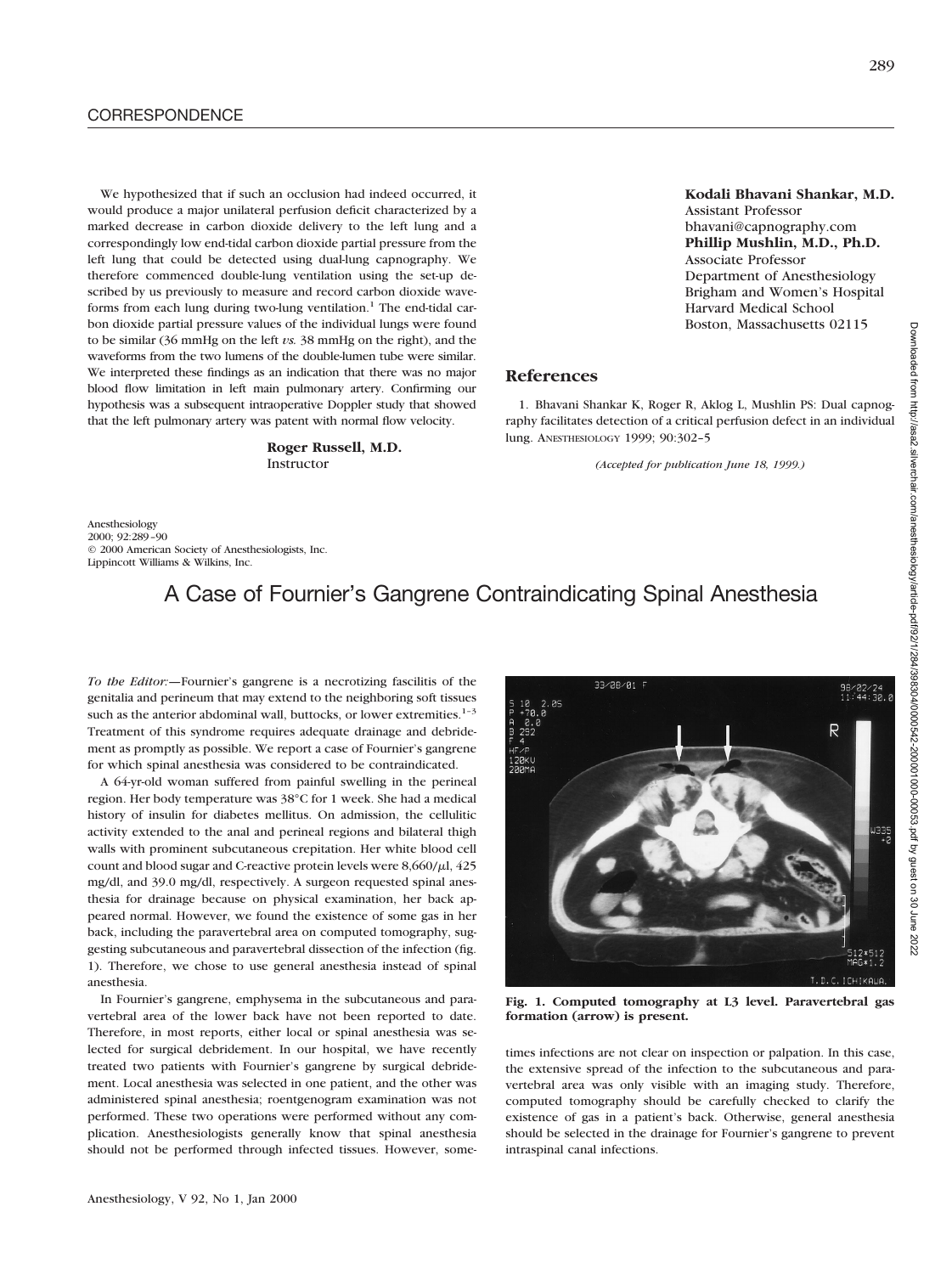We hypothesized that if such an occlusion had indeed occurred, it would produce a major unilateral perfusion deficit characterized by a marked decrease in carbon dioxide delivery to the left lung and a correspondingly low end-tidal carbon dioxide partial pressure from the left lung that could be detected using dual-lung capnography. We therefore commenced double-lung ventilation using the set-up described by us previously to measure and record carbon dioxide waveforms from each lung during two-lung ventilation.[1] The end-tidal carbon dioxide partial pressure values of the individual lungs were found to be similar (36 mmHg on the left *vs.* 38 mmHg on the right), and the waveforms from the two lumens of the double-lumen tube were similar. We interpreted these findings as an indication that there was no major blood flow limitation in left main pulmonary artery. Confirming our hypothesis was a subsequent intraoperative Doppler study that showed that the left pulmonary artery was patent with normal flow velocity.

**Roger Russell, M.D.**
Instructor

**Kodali Bhavani Shankar, M.D.**
Assistant Professor
bhavani@capnography.com
**Phillip Mushlin, M.D., Ph.D.**
Associate Professor
Department of Anesthesiology
Brigham and Women's Hospital
Harvard Medical School
Boston, Massachusetts 02115

## References

1. Bhavani Shankar K, Roger R, Aklog L, Mushlin PS: Dual capnography facilitates detection of a critical perfusion defect in an individual lung. ANESTHESIOLOGY 1999; 90:302–5

*(Accepted for publication June 18, 1999.)*

Anesthesiology
2000; 92:289–90
© 2000 American Society of Anesthesiologists, Inc.
Lippincott Williams & Wilkins, Inc.

# A Case of Fournier's Gangrene Contraindicating Spinal Anesthesia

*To the Editor:*—Fournier's gangrene is a necrotizing fascilitis of the genitalia and perineum that may extend to the neighboring soft tissues such as the anterior abdominal wall, buttocks, or lower extremities.[1–3] Treatment of this syndrome requires adequate drainage and debridement as promptly as possible. We report a case of Fournier's gangrene for which spinal anesthesia was considered to be contraindicated.

A 64-yr-old woman suffered from painful swelling in the perineal region. Her body temperature was 38°C for 1 week. She had a medical history of insulin for diabetes mellitus. On admission, the cellulitic activity extended to the anal and perineal regions and bilateral thigh walls with prominent subcutaneous crepitation. Her white blood cell count and blood sugar and C-reactive protein levels were 8,660/μl, 425 mg/dl, and 39.0 mg/dl, respectively. A surgeon requested spinal anesthesia for drainage because on physical examination, her back appeared normal. However, we found the existence of some gas in her back, including the paravertebral area on computed tomography, suggesting subcutaneous and paravertebral dissection of the infection (fig. 1). Therefore, we chose to use general anesthesia instead of spinal anesthesia.

**Fig. 1. Computed tomography at L3 level. Paravertebral gas formation (arrow) is present.**

In Fournier's gangrene, emphysema in the subcutaneous and paravertebral area of the lower back have not been reported to date. Therefore, in most reports, either local or spinal anesthesia was selected for surgical debridement. In our hospital, we have recently treated two patients with Fournier's gangrene by surgical debridement. Local anesthesia was selected in one patient, and the other was administered spinal anesthesia; roentgenogram examination was not performed. These two operations were performed without any complication. Anesthesiologists generally know that spinal anesthesia should not be performed through infected tissues. However, sometimes infections are not clear on inspection or palpation. In this case, the extensive spread of the infection to the subcutaneous and paravertebral area was only visible with an imaging study. Therefore, computed tomography should be carefully checked to clarify the existence of gas in a patient's back. Otherwise, general anesthesia should be selected in the drainage for Fournier's gangrene to prevent intraspinal canal infections.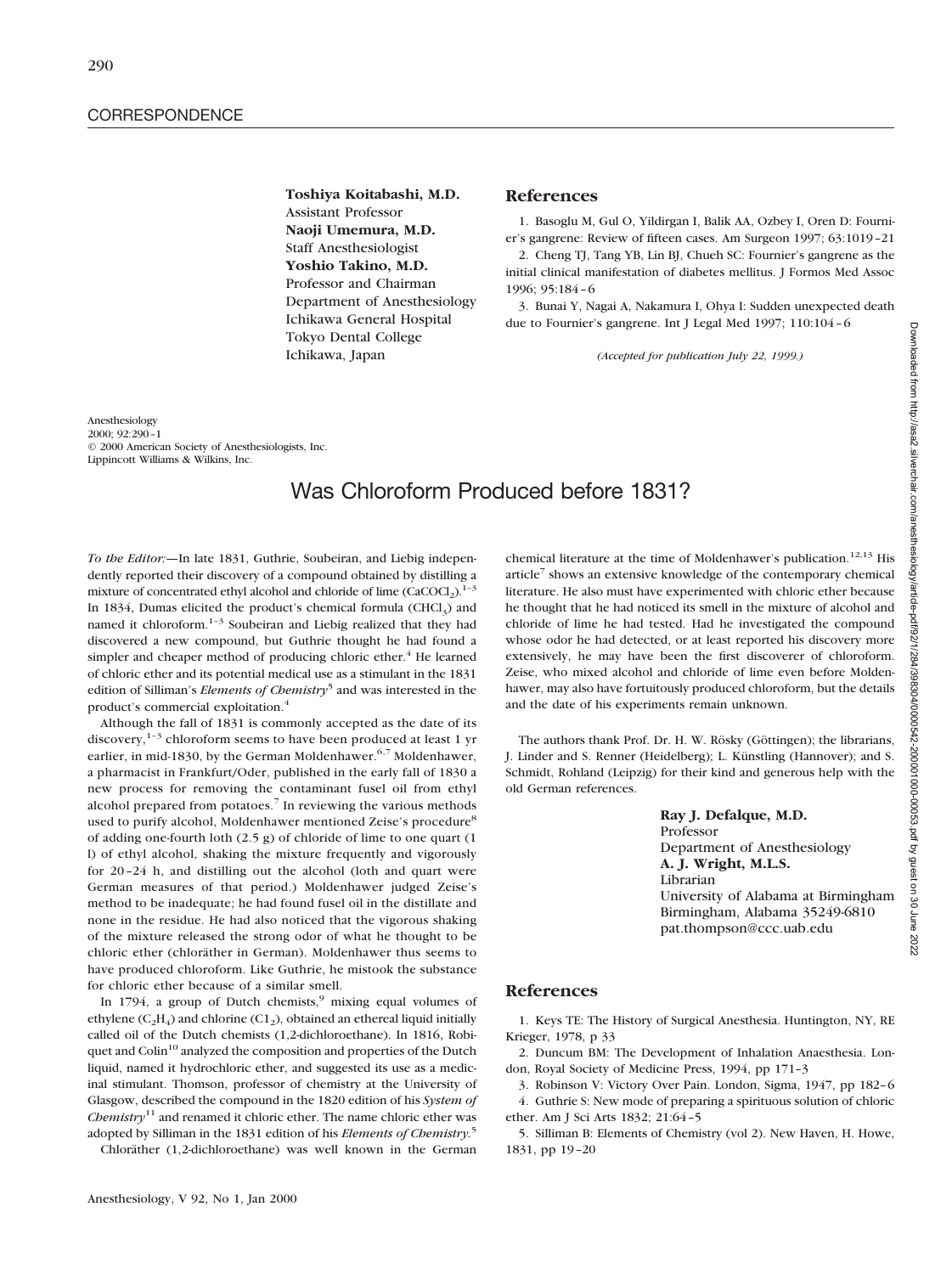**Toshiya Koitabashi, M.D.**
Assistant Professor
**Naoji Umemura, M.D.**
Staff Anesthesiologist
**Yoshio Takino, M.D.**
Professor and Chairman
Department of Anesthesiology
Ichikawa General Hospital
Tokyo Dental College
Ichikawa, Japan

## References

1. Basoglu M, Gul O, Yildirgan I, Balik AA, Ozbey I, Oren D: Fournier's gangrene: Review of fifteen cases. Am Surgeon 1997; 63:1019–21
2. Cheng TJ, Tang YB, Lin BJ, Chueh SC: Fournier's gangrene as the initial clinical manifestation of diabetes mellitus. J Formos Med Assoc 1996; 95:184–6
3. Bunai Y, Nagai A, Nakamura I, Ohya I: Sudden unexpected death due to Fournier's gangrene. Int J Legal Med 1997; 110:104–6

*(Accepted for publication July 22, 1999.)*

Anesthesiology
2000; 92:290–1
© 2000 American Society of Anesthesiologists, Inc.
Lippincott Williams & Wilkins, Inc.

# Was Chloroform Produced before 1831?

*To the Editor:*—In late 1831, Guthrie, Soubeiran, and Liebig independently reported their discovery of a compound obtained by distilling a mixture of concentrated ethyl alcohol and chloride of lime ($CaCOCl_2$).[1–3] In 1834, Dumas elicited the product's chemical formula ($CHCl_3$) and named it chloroform.[1–3] Soubeiran and Liebig realized that they had discovered a new compound, but Guthrie thought he had found a simpler and cheaper method of producing chloric ether.[4] He learned of chloric ether and its potential medical use as a stimulant in the 1831 edition of Silliman's *Elements of Chemistry*[5] and was interested in the product's commercial exploitation.[4]

Although the fall of 1831 is commonly accepted as the date of its discovery,[1–3] chloroform seems to have been produced at least 1 yr earlier, in mid-1830, by the German Moldenhawer.[6,7] Moldenhawer, a pharmacist in Frankfurt/Oder, published in the early fall of 1830 a new process for removing the contaminant fusel oil from ethyl alcohol prepared from potatoes.[7] In reviewing the various methods used to purify alcohol, Moldenhawer mentioned Zeise's procedure[8] of adding one-fourth loth (2.5 g) of chloride of lime to one quart (1 l) of ethyl alcohol, shaking the mixture frequently and vigorously for 20–24 h, and distilling out the alcohol (loth and quart were German measures of that period.) Moldenhawer judged Zeise's method to be inadequate; he had found fusel oil in the distillate and none in the residue. He had also noticed that the vigorous shaking of the mixture released the strong odor of what he thought to be chloric ether (chloräther in German). Moldenhawer thus seems to have produced chloroform. Like Guthrie, he mistook the substance for chloric ether because of a similar smell.

In 1794, a group of Dutch chemists,[9] mixing equal volumes of ethylene ($C_2H_4$) and chlorine ($C1_2$), obtained an ethereal liquid initially called oil of the Dutch chemists (1,2-dichloroethane). In 1816, Robiquet and Colin[10] analyzed the composition and properties of the Dutch liquid, named it hydrochloric ether, and suggested its use as a medicinal stimulant. Thomson, professor of chemistry at the University of Glasgow, described the compound in the 1820 edition of his *System of Chemistry*[11] and renamed it chloric ether. The name chloric ether was adopted by Silliman in the 1831 edition of his *Elements of Chemistry.*[5]

Chloräther (1,2-dichloroethane) was well known in the German chemical literature at the time of Moldenhawer's publication.[12,13] His article[7] shows an extensive knowledge of the contemporary chemical literature. He also must have experimented with chloric ether because he thought that he had noticed its smell in the mixture of alcohol and chloride of lime he had tested. Had he investigated the compound whose odor he had detected, or at least reported his discovery more extensively, he may have been the first discoverer of chloroform. Zeise, who mixed alcohol and chloride of lime even before Moldenhawer, may also have fortuitously produced chloroform, but the details and the date of his experiments remain unknown.

The authors thank Prof. Dr. H. W. Rösky (Göttingen); the librarians, J. Linder and S. Renner (Heidelberg); L. Künstling (Hannover); and S. Schmidt, Rohland (Leipzig) for their kind and generous help with the old German references.

**Ray J. Defalque, M.D.**
Professor
Department of Anesthesiology
**A. J. Wright, M.L.S.**
Librarian
University of Alabama at Birmingham
Birmingham, Alabama 35249-6810
pat.thompson@ccc.uab.edu

## References

1. Keys TE: The History of Surgical Anesthesia. Huntington, NY, RE Krieger, 1978, p 33
2. Duncum BM: The Development of Inhalation Anaesthesia. London, Royal Society of Medicine Press, 1994, pp 171–3
3. Robinson V: Victory Over Pain. London, Sigma, 1947, pp 182–6
4. Guthrie S: New mode of preparing a spirituous solution of chloric ether. Am J Sci Arts 1832; 21:64–5
5. Silliman B: Elements of Chemistry (vol 2). New Haven, H. Howe, 1831, pp 19–20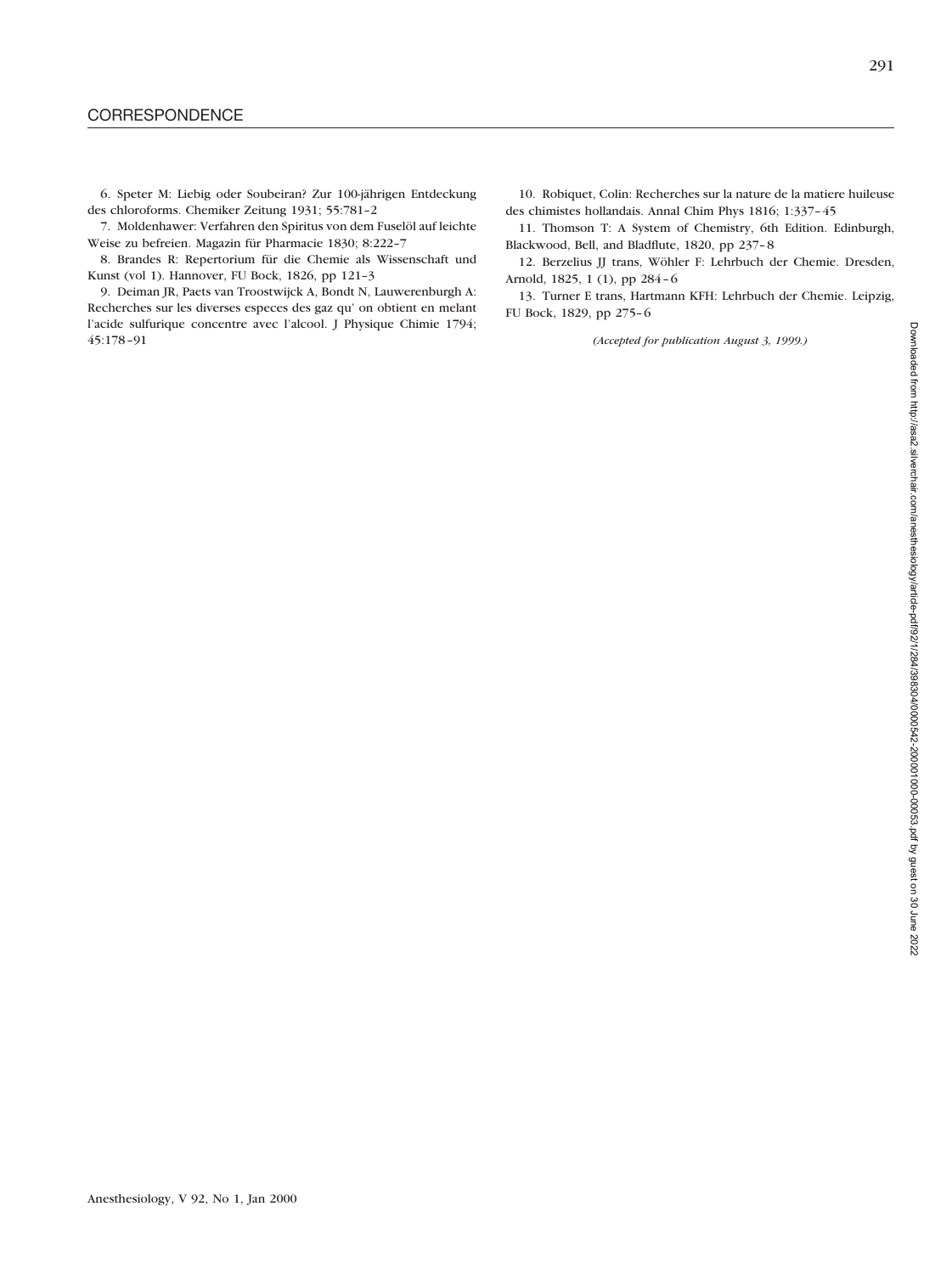6. Speter M: Liebig oder Soubeiran? Zur 100-jährigen Entdeckung des chloroforms. Chemiker Zeitung 1931; 55:781–2

7. Moldenhawer: Verfahren den Spiritus von dem Fuselöl auf leichte Weise zu befreien. Magazin für Pharmacie 1830; 8:222–7

8. Brandes R: Repertorium für die Chemie als Wissenschaft und Kunst (vol 1). Hannover, FU Bock, 1826, pp 121–3

9. Deiman JR, Paets van Troostwijck A, Bondt N, Lauwerenburgh A: Recherches sur les diverses especes des gaz qu' on obtient en melant l'acide sulfurique concentre avec l'alcool. J Physique Chimie 1794; 45:178–91

10. Robiquet, Colin: Recherches sur la nature de la matiere huileuse des chimistes hollandais. Annal Chim Phys 1816; 1:337–45

11. Thomson T: A System of Chemistry, 6th Edition. Edinburgh, Blackwood, Bell, and Bladflute, 1820, pp 237–8

12. Berzelius JJ trans, Wöhler F: Lehrbuch der Chemie. Dresden, Arnold, 1825, 1 (1), pp 284–6

13. Turner E trans, Hartmann KFH: Lehrbuch der Chemie. Leipzig, FU Bock, 1829, pp 275–6

*(Accepted for publication August 3, 1999.)*